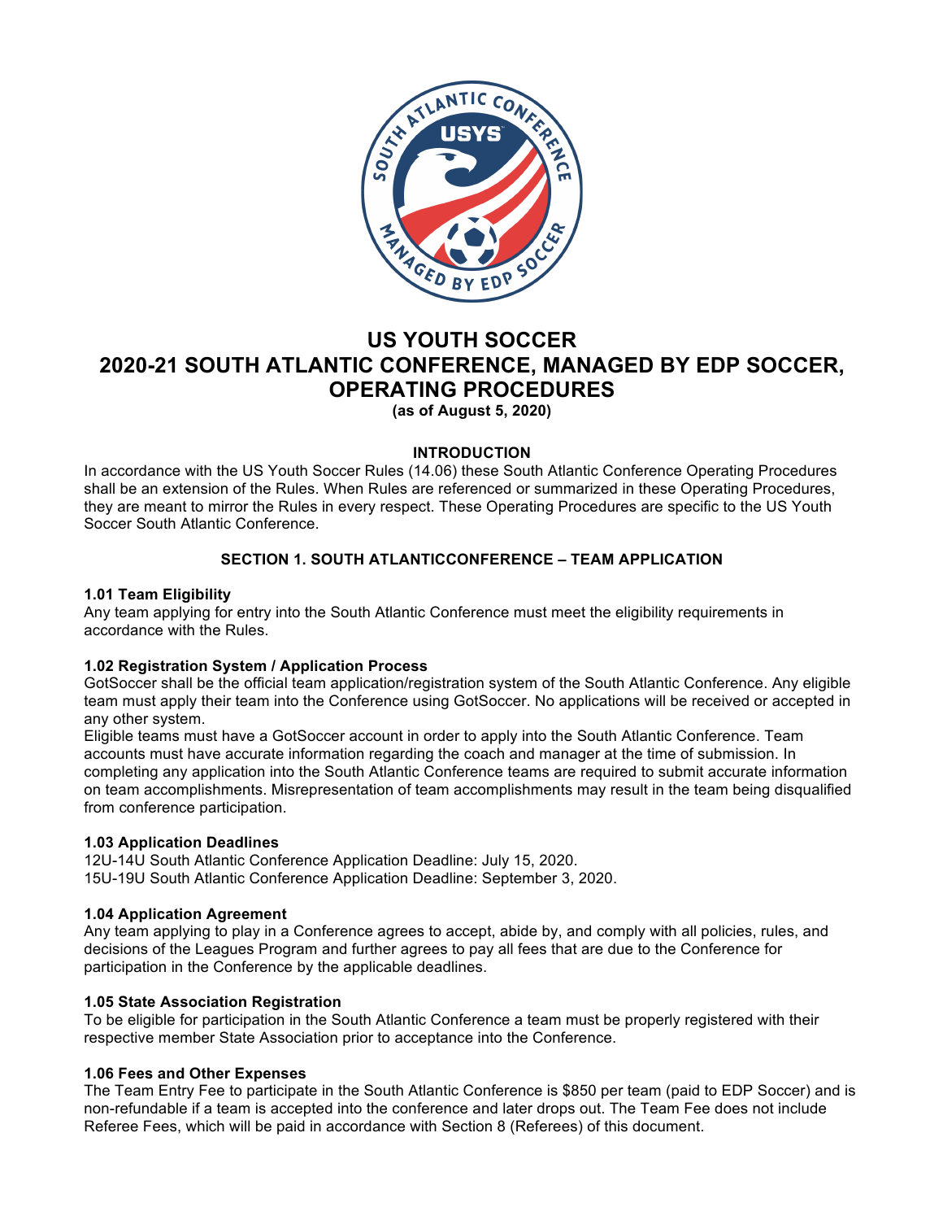# US YOUTH SOCCER
# 2020-21 SOUTH ATLANTIC CONFERENCE, MANAGED BY EDP SOCCER, OPERATING PROCEDURES

**(as of August 5, 2020)**

## INTRODUCTION

In accordance with the US Youth Soccer Rules (14.06) these South Atlantic Conference Operating Procedures shall be an extension of the Rules. When Rules are referenced or summarized in these Operating Procedures, they are meant to mirror the Rules in every respect. These Operating Procedures are specific to the US Youth Soccer South Atlantic Conference.

## SECTION 1. SOUTH ATLANTICCONFERENCE – TEAM APPLICATION

### 1.01 Team Eligibility

Any team applying for entry into the South Atlantic Conference must meet the eligibility requirements in accordance with the Rules.

### 1.02 Registration System / Application Process

GotSoccer shall be the official team application/registration system of the South Atlantic Conference. Any eligible team must apply their team into the Conference using GotSoccer. No applications will be received or accepted in any other system.

Eligible teams must have a GotSoccer account in order to apply into the South Atlantic Conference. Team accounts must have accurate information regarding the coach and manager at the time of submission. In completing any application into the South Atlantic Conference teams are required to submit accurate information on team accomplishments. Misrepresentation of team accomplishments may result in the team being disqualified from conference participation.

### 1.03 Application Deadlines

12U-14U South Atlantic Conference Application Deadline: July 15, 2020.
15U-19U South Atlantic Conference Application Deadline: September 3, 2020.

### 1.04 Application Agreement

Any team applying to play in a Conference agrees to accept, abide by, and comply with all policies, rules, and decisions of the Leagues Program and further agrees to pay all fees that are due to the Conference for participation in the Conference by the applicable deadlines.

### 1.05 State Association Registration

To be eligible for participation in the South Atlantic Conference a team must be properly registered with their respective member State Association prior to acceptance into the Conference.

### 1.06 Fees and Other Expenses

The Team Entry Fee to participate in the South Atlantic Conference is $850 per team (paid to EDP Soccer) and is non-refundable if a team is accepted into the conference and later drops out. The Team Fee does not include Referee Fees, which will be paid in accordance with Section 8 (Referees) of this document.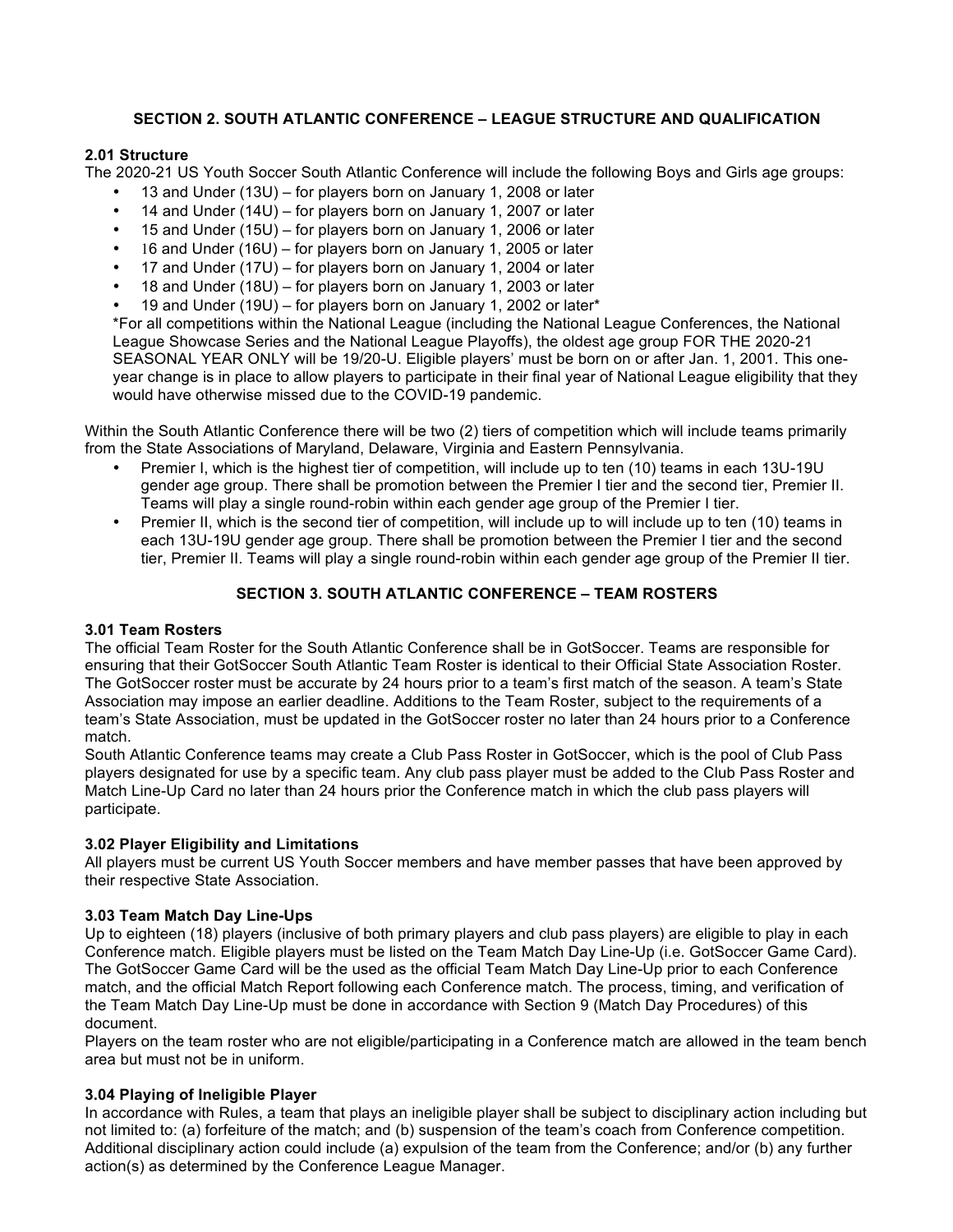## SECTION 2. SOUTH ATLANTIC CONFERENCE – LEAGUE STRUCTURE AND QUALIFICATION

### 2.01 Structure

The 2020-21 US Youth Soccer South Atlantic Conference will include the following Boys and Girls age groups:

- 13 and Under (13U) – for players born on January 1, 2008 or later
- 14 and Under (14U) – for players born on January 1, 2007 or later
- 15 and Under (15U) – for players born on January 1, 2006 or later
- 16 and Under (16U) – for players born on January 1, 2005 or later
- 17 and Under (17U) – for players born on January 1, 2004 or later
- 18 and Under (18U) – for players born on January 1, 2003 or later
- 19 and Under (19U) – for players born on January 1, 2002 or later*

*For all competitions within the National League (including the National League Conferences, the National League Showcase Series and the National League Playoffs), the oldest age group FOR THE 2020-21 SEASONAL YEAR ONLY will be 19/20-U. Eligible players' must be born on or after Jan. 1, 2001. This one-year change is in place to allow players to participate in their final year of National League eligibility that they would have otherwise missed due to the COVID-19 pandemic.

Within the South Atlantic Conference there will be two (2) tiers of competition which will include teams primarily from the State Associations of Maryland, Delaware, Virginia and Eastern Pennsylvania.

- Premier I, which is the highest tier of competition, will include up to ten (10) teams in each 13U-19U gender age group. There shall be promotion between the Premier I tier and the second tier, Premier II. Teams will play a single round-robin within each gender age group of the Premier I tier.
- Premier II, which is the second tier of competition, will include up to will include up to ten (10) teams in each 13U-19U gender age group. There shall be promotion between the Premier I tier and the second tier, Premier II. Teams will play a single round-robin within each gender age group of the Premier II tier.

## SECTION 3. SOUTH ATLANTIC CONFERENCE – TEAM ROSTERS

### 3.01 Team Rosters

The official Team Roster for the South Atlantic Conference shall be in GotSoccer. Teams are responsible for ensuring that their GotSoccer South Atlantic Team Roster is identical to their Official State Association Roster. The GotSoccer roster must be accurate by 24 hours prior to a team's first match of the season. A team's State Association may impose an earlier deadline. Additions to the Team Roster, subject to the requirements of a team's State Association, must be updated in the GotSoccer roster no later than 24 hours prior to a Conference match.

South Atlantic Conference teams may create a Club Pass Roster in GotSoccer, which is the pool of Club Pass players designated for use by a specific team. Any club pass player must be added to the Club Pass Roster and Match Line-Up Card no later than 24 hours prior the Conference match in which the club pass players will participate.

### 3.02 Player Eligibility and Limitations

All players must be current US Youth Soccer members and have member passes that have been approved by their respective State Association.

### 3.03 Team Match Day Line-Ups

Up to eighteen (18) players (inclusive of both primary players and club pass players) are eligible to play in each Conference match. Eligible players must be listed on the Team Match Day Line-Up (i.e. GotSoccer Game Card). The GotSoccer Game Card will be the used as the official Team Match Day Line-Up prior to each Conference match, and the official Match Report following each Conference match. The process, timing, and verification of the Team Match Day Line-Up must be done in accordance with Section 9 (Match Day Procedures) of this document.

Players on the team roster who are not eligible/participating in a Conference match are allowed in the team bench area but must not be in uniform.

### 3.04 Playing of Ineligible Player

In accordance with Rules, a team that plays an ineligible player shall be subject to disciplinary action including but not limited to: (a) forfeiture of the match; and (b) suspension of the team's coach from Conference competition. Additional disciplinary action could include (a) expulsion of the team from the Conference; and/or (b) any further action(s) as determined by the Conference League Manager.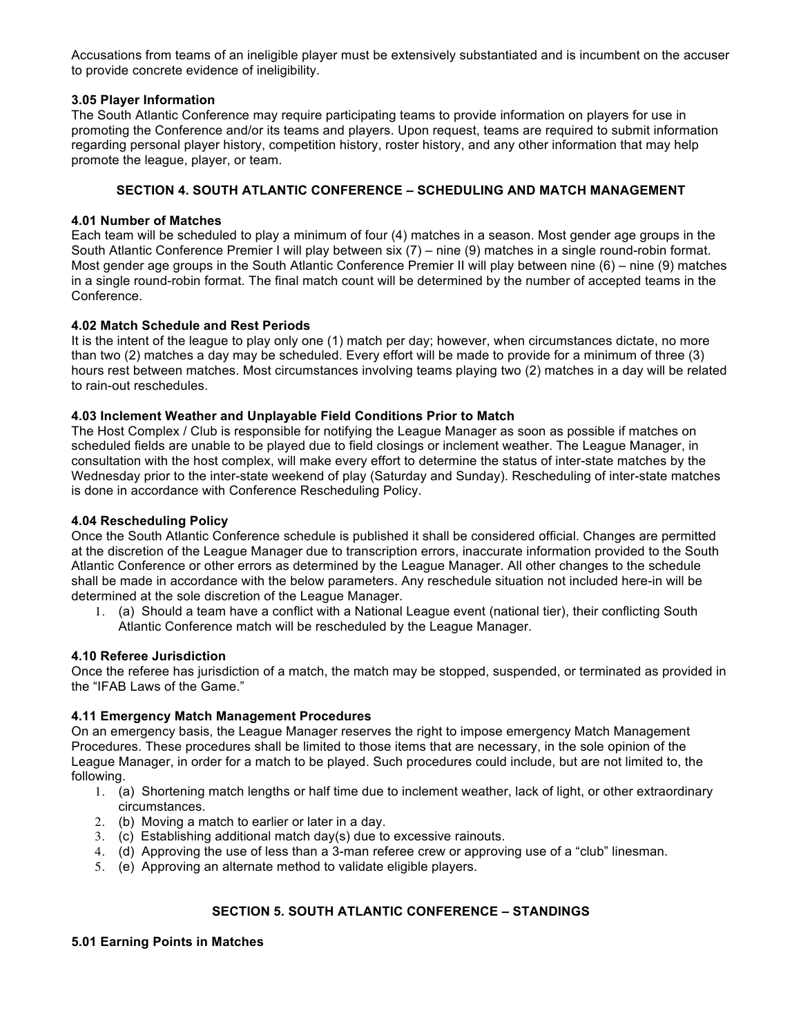Accusations from teams of an ineligible player must be extensively substantiated and is incumbent on the accuser to provide concrete evidence of ineligibility.

**3.05 Player Information**
The South Atlantic Conference may require participating teams to provide information on players for use in promoting the Conference and/or its teams and players. Upon request, teams are required to submit information regarding personal player history, competition history, roster history, and any other information that may help promote the league, player, or team.

## SECTION 4. SOUTH ATLANTIC CONFERENCE – SCHEDULING AND MATCH MANAGEMENT

**4.01 Number of Matches**
Each team will be scheduled to play a minimum of four (4) matches in a season. Most gender age groups in the South Atlantic Conference Premier I will play between six (7) – nine (9) matches in a single round-robin format. Most gender age groups in the South Atlantic Conference Premier II will play between nine (6) – nine (9) matches in a single round-robin format. The final match count will be determined by the number of accepted teams in the Conference.

**4.02 Match Schedule and Rest Periods**
It is the intent of the league to play only one (1) match per day; however, when circumstances dictate, no more than two (2) matches a day may be scheduled. Every effort will be made to provide for a minimum of three (3) hours rest between matches. Most circumstances involving teams playing two (2) matches in a day will be related to rain-out reschedules.

**4.03 Inclement Weather and Unplayable Field Conditions Prior to Match**
The Host Complex / Club is responsible for notifying the League Manager as soon as possible if matches on scheduled fields are unable to be played due to field closings or inclement weather. The League Manager, in consultation with the host complex, will make every effort to determine the status of inter-state matches by the Wednesday prior to the inter-state weekend of play (Saturday and Sunday). Rescheduling of inter-state matches is done in accordance with Conference Rescheduling Policy.

**4.04 Rescheduling Policy**
Once the South Atlantic Conference schedule is published it shall be considered official. Changes are permitted at the discretion of the League Manager due to transcription errors, inaccurate information provided to the South Atlantic Conference or other errors as determined by the League Manager. All other changes to the schedule shall be made in accordance with the below parameters. Any reschedule situation not included here-in will be determined at the sole discretion of the League Manager.

1. (a) Should a team have a conflict with a National League event (national tier), their conflicting South Atlantic Conference match will be rescheduled by the League Manager.

**4.10 Referee Jurisdiction**
Once the referee has jurisdiction of a match, the match may be stopped, suspended, or terminated as provided in the "IFAB Laws of the Game."

**4.11 Emergency Match Management Procedures**
On an emergency basis, the League Manager reserves the right to impose emergency Match Management Procedures. These procedures shall be limited to those items that are necessary, in the sole opinion of the League Manager, in order for a match to be played. Such procedures could include, but are not limited to, the following.

1. (a) Shortening match lengths or half time due to inclement weather, lack of light, or other extraordinary circumstances.
2. (b) Moving a match to earlier or later in a day.
3. (c) Establishing additional match day(s) due to excessive rainouts.
4. (d) Approving the use of less than a 3-man referee crew or approving use of a "club" linesman.
5. (e) Approving an alternate method to validate eligible players.

## SECTION 5. SOUTH ATLANTIC CONFERENCE – STANDINGS

**5.01 Earning Points in Matches**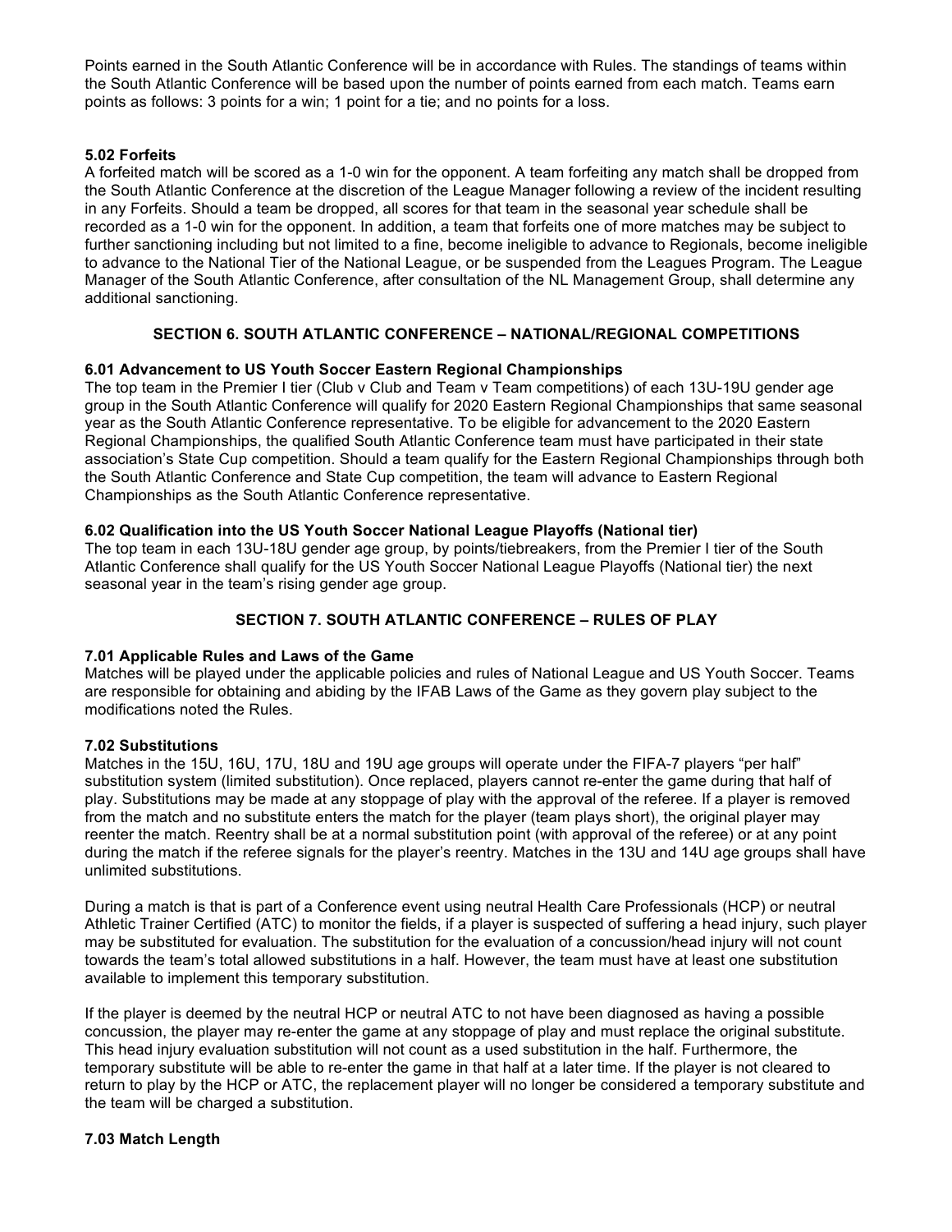Points earned in the South Atlantic Conference will be in accordance with Rules. The standings of teams within the South Atlantic Conference will be based upon the number of points earned from each match. Teams earn points as follows: 3 points for a win; 1 point for a tie; and no points for a loss.

### 5.02 Forfeits

A forfeited match will be scored as a 1-0 win for the opponent. A team forfeiting any match shall be dropped from the South Atlantic Conference at the discretion of the League Manager following a review of the incident resulting in any Forfeits. Should a team be dropped, all scores for that team in the seasonal year schedule shall be recorded as a 1-0 win for the opponent. In addition, a team that forfeits one of more matches may be subject to further sanctioning including but not limited to a fine, become ineligible to advance to Regionals, become ineligible to advance to the National Tier of the National League, or be suspended from the Leagues Program. The League Manager of the South Atlantic Conference, after consultation of the NL Management Group, shall determine any additional sanctioning.

## SECTION 6. SOUTH ATLANTIC CONFERENCE – NATIONAL/REGIONAL COMPETITIONS

### 6.01 Advancement to US Youth Soccer Eastern Regional Championships

The top team in the Premier I tier (Club v Club and Team v Team competitions) of each 13U-19U gender age group in the South Atlantic Conference will qualify for 2020 Eastern Regional Championships that same seasonal year as the South Atlantic Conference representative. To be eligible for advancement to the 2020 Eastern Regional Championships, the qualified South Atlantic Conference team must have participated in their state association's State Cup competition. Should a team qualify for the Eastern Regional Championships through both the South Atlantic Conference and State Cup competition, the team will advance to Eastern Regional Championships as the South Atlantic Conference representative.

### 6.02 Qualification into the US Youth Soccer National League Playoffs (National tier)

The top team in each 13U-18U gender age group, by points/tiebreakers, from the Premier I tier of the South Atlantic Conference shall qualify for the US Youth Soccer National League Playoffs (National tier) the next seasonal year in the team's rising gender age group.

## SECTION 7. SOUTH ATLANTIC CONFERENCE – RULES OF PLAY

### 7.01 Applicable Rules and Laws of the Game

Matches will be played under the applicable policies and rules of National League and US Youth Soccer. Teams are responsible for obtaining and abiding by the IFAB Laws of the Game as they govern play subject to the modifications noted the Rules.

### 7.02 Substitutions

Matches in the 15U, 16U, 17U, 18U and 19U age groups will operate under the FIFA-7 players "per half" substitution system (limited substitution). Once replaced, players cannot re-enter the game during that half of play. Substitutions may be made at any stoppage of play with the approval of the referee. If a player is removed from the match and no substitute enters the match for the player (team plays short), the original player may reenter the match. Reentry shall be at a normal substitution point (with approval of the referee) or at any point during the match if the referee signals for the player's reentry. Matches in the 13U and 14U age groups shall have unlimited substitutions.

During a match is that is part of a Conference event using neutral Health Care Professionals (HCP) or neutral Athletic Trainer Certified (ATC) to monitor the fields, if a player is suspected of suffering a head injury, such player may be substituted for evaluation. The substitution for the evaluation of a concussion/head injury will not count towards the team's total allowed substitutions in a half. However, the team must have at least one substitution available to implement this temporary substitution.

If the player is deemed by the neutral HCP or neutral ATC to not have been diagnosed as having a possible concussion, the player may re-enter the game at any stoppage of play and must replace the original substitute. This head injury evaluation substitution will not count as a used substitution in the half. Furthermore, the temporary substitute will be able to re-enter the game in that half at a later time. If the player is not cleared to return to play by the HCP or ATC, the replacement player will no longer be considered a temporary substitute and the team will be charged a substitution.

### 7.03 Match Length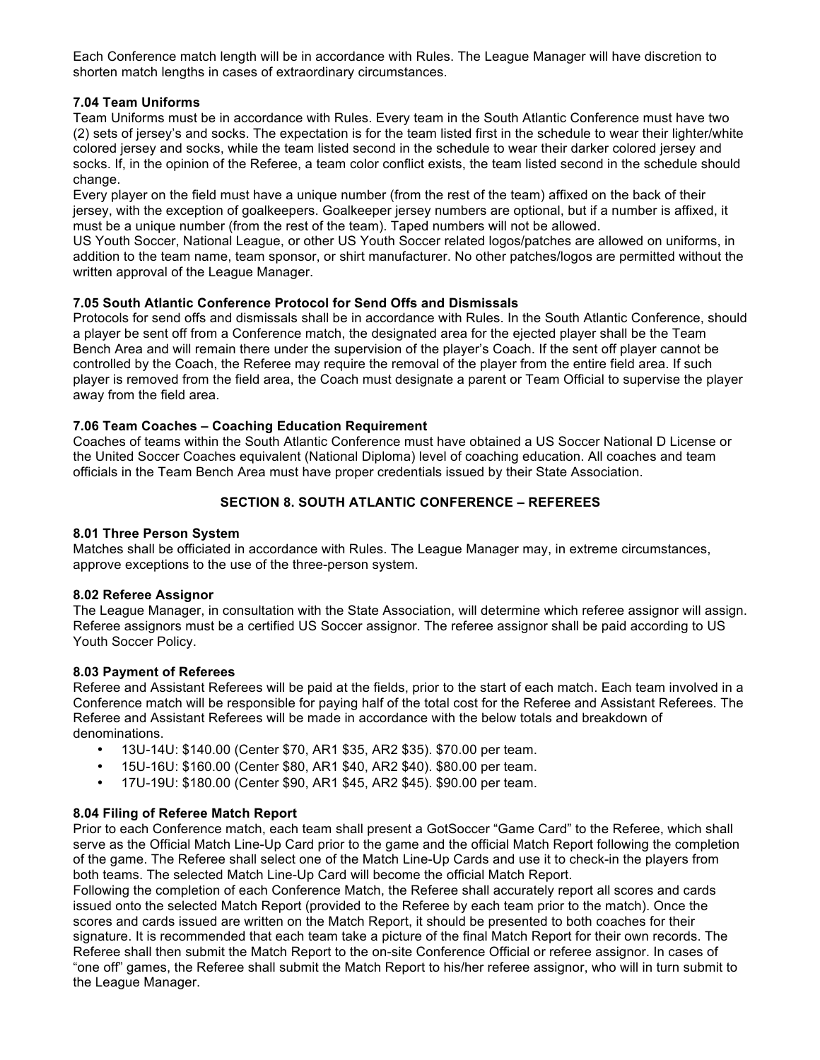Each Conference match length will be in accordance with Rules. The League Manager will have discretion to shorten match lengths in cases of extraordinary circumstances.

### 7.04 Team Uniforms

Team Uniforms must be in accordance with Rules. Every team in the South Atlantic Conference must have two (2) sets of jersey's and socks. The expectation is for the team listed first in the schedule to wear their lighter/white colored jersey and socks, while the team listed second in the schedule to wear their darker colored jersey and socks. If, in the opinion of the Referee, a team color conflict exists, the team listed second in the schedule should change.

Every player on the field must have a unique number (from the rest of the team) affixed on the back of their jersey, with the exception of goalkeepers. Goalkeeper jersey numbers are optional, but if a number is affixed, it must be a unique number (from the rest of the team). Taped numbers will not be allowed.

US Youth Soccer, National League, or other US Youth Soccer related logos/patches are allowed on uniforms, in addition to the team name, team sponsor, or shirt manufacturer. No other patches/logos are permitted without the written approval of the League Manager.

### 7.05 South Atlantic Conference Protocol for Send Offs and Dismissals

Protocols for send offs and dismissals shall be in accordance with Rules. In the South Atlantic Conference, should a player be sent off from a Conference match, the designated area for the ejected player shall be the Team Bench Area and will remain there under the supervision of the player's Coach. If the sent off player cannot be controlled by the Coach, the Referee may require the removal of the player from the entire field area. If such player is removed from the field area, the Coach must designate a parent or Team Official to supervise the player away from the field area.

### 7.06 Team Coaches – Coaching Education Requirement

Coaches of teams within the South Atlantic Conference must have obtained a US Soccer National D License or the United Soccer Coaches equivalent (National Diploma) level of coaching education. All coaches and team officials in the Team Bench Area must have proper credentials issued by their State Association.

## SECTION 8. SOUTH ATLANTIC CONFERENCE – REFEREES

### 8.01 Three Person System

Matches shall be officiated in accordance with Rules. The League Manager may, in extreme circumstances, approve exceptions to the use of the three-person system.

### 8.02 Referee Assignor

The League Manager, in consultation with the State Association, will determine which referee assignor will assign. Referee assignors must be a certified US Soccer assignor. The referee assignor shall be paid according to US Youth Soccer Policy.

### 8.03 Payment of Referees

Referee and Assistant Referees will be paid at the fields, prior to the start of each match. Each team involved in a Conference match will be responsible for paying half of the total cost for the Referee and Assistant Referees. The Referee and Assistant Referees will be made in accordance with the below totals and breakdown of denominations.

- 13U-14U: $140.00 (Center $70, AR1 $35, AR2 $35). $70.00 per team.
- 15U-16U: $160.00 (Center $80, AR1 $40, AR2 $40). $80.00 per team.
- 17U-19U: $180.00 (Center $90, AR1 $45, AR2 $45). $90.00 per team.

### 8.04 Filing of Referee Match Report

Prior to each Conference match, each team shall present a GotSoccer "Game Card" to the Referee, which shall serve as the Official Match Line-Up Card prior to the game and the official Match Report following the completion of the game. The Referee shall select one of the Match Line-Up Cards and use it to check-in the players from both teams. The selected Match Line-Up Card will become the official Match Report.

Following the completion of each Conference Match, the Referee shall accurately report all scores and cards issued onto the selected Match Report (provided to the Referee by each team prior to the match). Once the scores and cards issued are written on the Match Report, it should be presented to both coaches for their signature. It is recommended that each team take a picture of the final Match Report for their own records. The Referee shall then submit the Match Report to the on-site Conference Official or referee assignor. In cases of "one off" games, the Referee shall submit the Match Report to his/her referee assignor, who will in turn submit to the League Manager.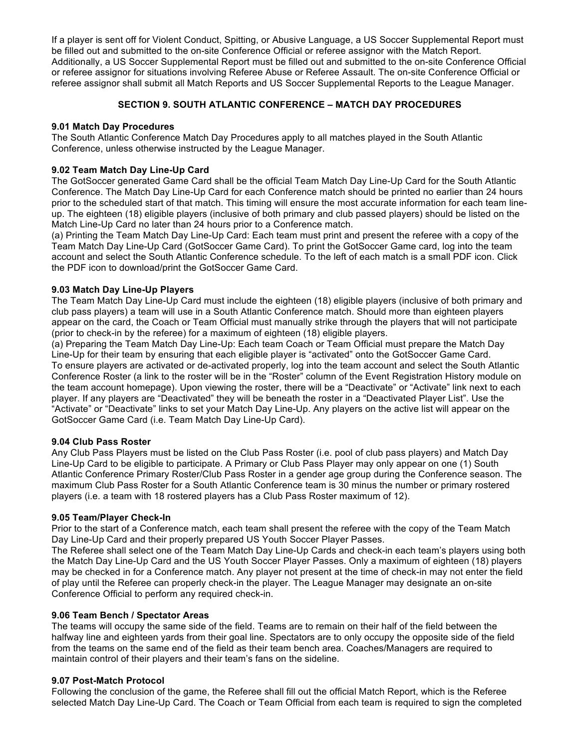If a player is sent off for Violent Conduct, Spitting, or Abusive Language, a US Soccer Supplemental Report must be filled out and submitted to the on-site Conference Official or referee assignor with the Match Report. Additionally, a US Soccer Supplemental Report must be filled out and submitted to the on-site Conference Official or referee assignor for situations involving Referee Abuse or Referee Assault. The on-site Conference Official or referee assignor shall submit all Match Reports and US Soccer Supplemental Reports to the League Manager.

## SECTION 9. SOUTH ATLANTIC CONFERENCE – MATCH DAY PROCEDURES

### 9.01 Match Day Procedures

The South Atlantic Conference Match Day Procedures apply to all matches played in the South Atlantic Conference, unless otherwise instructed by the League Manager.

### 9.02 Team Match Day Line-Up Card

The GotSoccer generated Game Card shall be the official Team Match Day Line-Up Card for the South Atlantic Conference. The Match Day Line-Up Card for each Conference match should be printed no earlier than 24 hours prior to the scheduled start of that match. This timing will ensure the most accurate information for each team line-up. The eighteen (18) eligible players (inclusive of both primary and club passed players) should be listed on the Match Line-Up Card no later than 24 hours prior to a Conference match.

(a) Printing the Team Match Day Line-Up Card: Each team must print and present the referee with a copy of the Team Match Day Line-Up Card (GotSoccer Game Card). To print the GotSoccer Game card, log into the team account and select the South Atlantic Conference schedule. To the left of each match is a small PDF icon. Click the PDF icon to download/print the GotSoccer Game Card.

### 9.03 Match Day Line-Up Players

The Team Match Day Line-Up Card must include the eighteen (18) eligible players (inclusive of both primary and club pass players) a team will use in a South Atlantic Conference match. Should more than eighteen players appear on the card, the Coach or Team Official must manually strike through the players that will not participate (prior to check-in by the referee) for a maximum of eighteen (18) eligible players.

(a) Preparing the Team Match Day Line-Up: Each team Coach or Team Official must prepare the Match Day Line-Up for their team by ensuring that each eligible player is "activated" onto the GotSoccer Game Card. To ensure players are activated or de-activated properly, log into the team account and select the South Atlantic Conference Roster (a link to the roster will be in the "Roster" column of the Event Registration History module on the team account homepage). Upon viewing the roster, there will be a "Deactivate" or "Activate" link next to each player. If any players are "Deactivated" they will be beneath the roster in a "Deactivated Player List". Use the "Activate" or "Deactivate" links to set your Match Day Line-Up. Any players on the active list will appear on the GotSoccer Game Card (i.e. Team Match Day Line-Up Card).

### 9.04 Club Pass Roster

Any Club Pass Players must be listed on the Club Pass Roster (i.e. pool of club pass players) and Match Day Line-Up Card to be eligible to participate. A Primary or Club Pass Player may only appear on one (1) South Atlantic Conference Primary Roster/Club Pass Roster in a gender age group during the Conference season. The maximum Club Pass Roster for a South Atlantic Conference team is 30 minus the number or primary rostered players (i.e. a team with 18 rostered players has a Club Pass Roster maximum of 12).

### 9.05 Team/Player Check-In

Prior to the start of a Conference match, each team shall present the referee with the copy of the Team Match Day Line-Up Card and their properly prepared US Youth Soccer Player Passes.

The Referee shall select one of the Team Match Day Line-Up Cards and check-in each team's players using both the Match Day Line-Up Card and the US Youth Soccer Player Passes. Only a maximum of eighteen (18) players may be checked in for a Conference match. Any player not present at the time of check-in may not enter the field of play until the Referee can properly check-in the player. The League Manager may designate an on-site Conference Official to perform any required check-in.

### 9.06 Team Bench / Spectator Areas

The teams will occupy the same side of the field. Teams are to remain on their half of the field between the halfway line and eighteen yards from their goal line. Spectators are to only occupy the opposite side of the field from the teams on the same end of the field as their team bench area. Coaches/Managers are required to maintain control of their players and their team's fans on the sideline.

### 9.07 Post-Match Protocol

Following the conclusion of the game, the Referee shall fill out the official Match Report, which is the Referee selected Match Day Line-Up Card. The Coach or Team Official from each team is required to sign the completed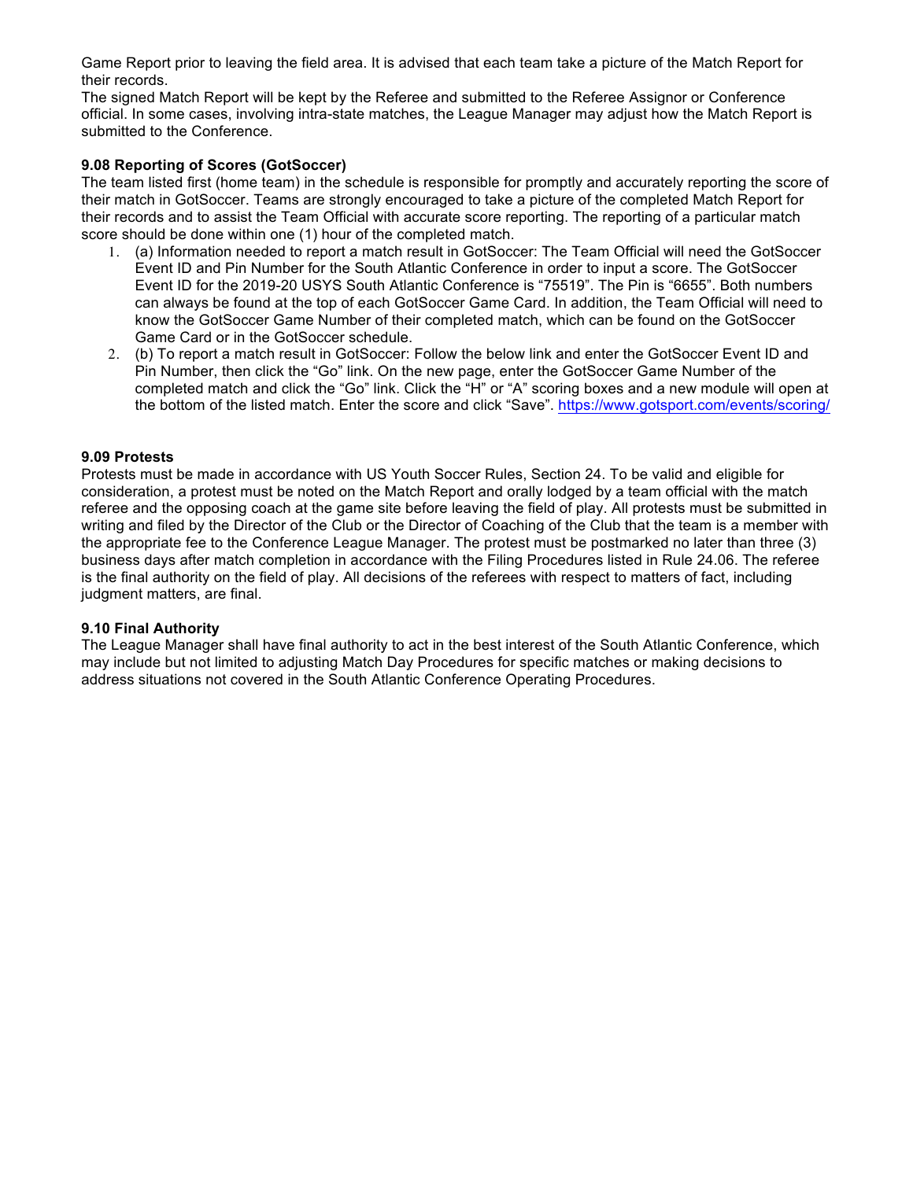Game Report prior to leaving the field area. It is advised that each team take a picture of the Match Report for their records.
The signed Match Report will be kept by the Referee and submitted to the Referee Assignor or Conference official. In some cases, involving intra-state matches, the League Manager may adjust how the Match Report is submitted to the Conference.

**9.08 Reporting of Scores (GotSoccer)**
The team listed first (home team) in the schedule is responsible for promptly and accurately reporting the score of their match in GotSoccer. Teams are strongly encouraged to take a picture of the completed Match Report for their records and to assist the Team Official with accurate score reporting. The reporting of a particular match score should be done within one (1) hour of the completed match.

1. (a) Information needed to report a match result in GotSoccer: The Team Official will need the GotSoccer Event ID and Pin Number for the South Atlantic Conference in order to input a score. The GotSoccer Event ID for the 2019-20 USYS South Atlantic Conference is "75519". The Pin is "6655". Both numbers can always be found at the top of each GotSoccer Game Card. In addition, the Team Official will need to know the GotSoccer Game Number of their completed match, which can be found on the GotSoccer Game Card or in the GotSoccer schedule.
2. (b) To report a match result in GotSoccer: Follow the below link and enter the GotSoccer Event ID and Pin Number, then click the "Go" link. On the new page, enter the GotSoccer Game Number of the completed match and click the "Go" link. Click the "H" or "A" scoring boxes and a new module will open at the bottom of the listed match. Enter the score and click "Save". https://www.gotsport.com/events/scoring/

**9.09 Protests**
Protests must be made in accordance with US Youth Soccer Rules, Section 24. To be valid and eligible for consideration, a protest must be noted on the Match Report and orally lodged by a team official with the match referee and the opposing coach at the game site before leaving the field of play. All protests must be submitted in writing and filed by the Director of the Club or the Director of Coaching of the Club that the team is a member with the appropriate fee to the Conference League Manager. The protest must be postmarked no later than three (3) business days after match completion in accordance with the Filing Procedures listed in Rule 24.06. The referee is the final authority on the field of play. All decisions of the referees with respect to matters of fact, including judgment matters, are final.

**9.10 Final Authority**
The League Manager shall have final authority to act in the best interest of the South Atlantic Conference, which may include but not limited to adjusting Match Day Procedures for specific matches or making decisions to address situations not covered in the South Atlantic Conference Operating Procedures.